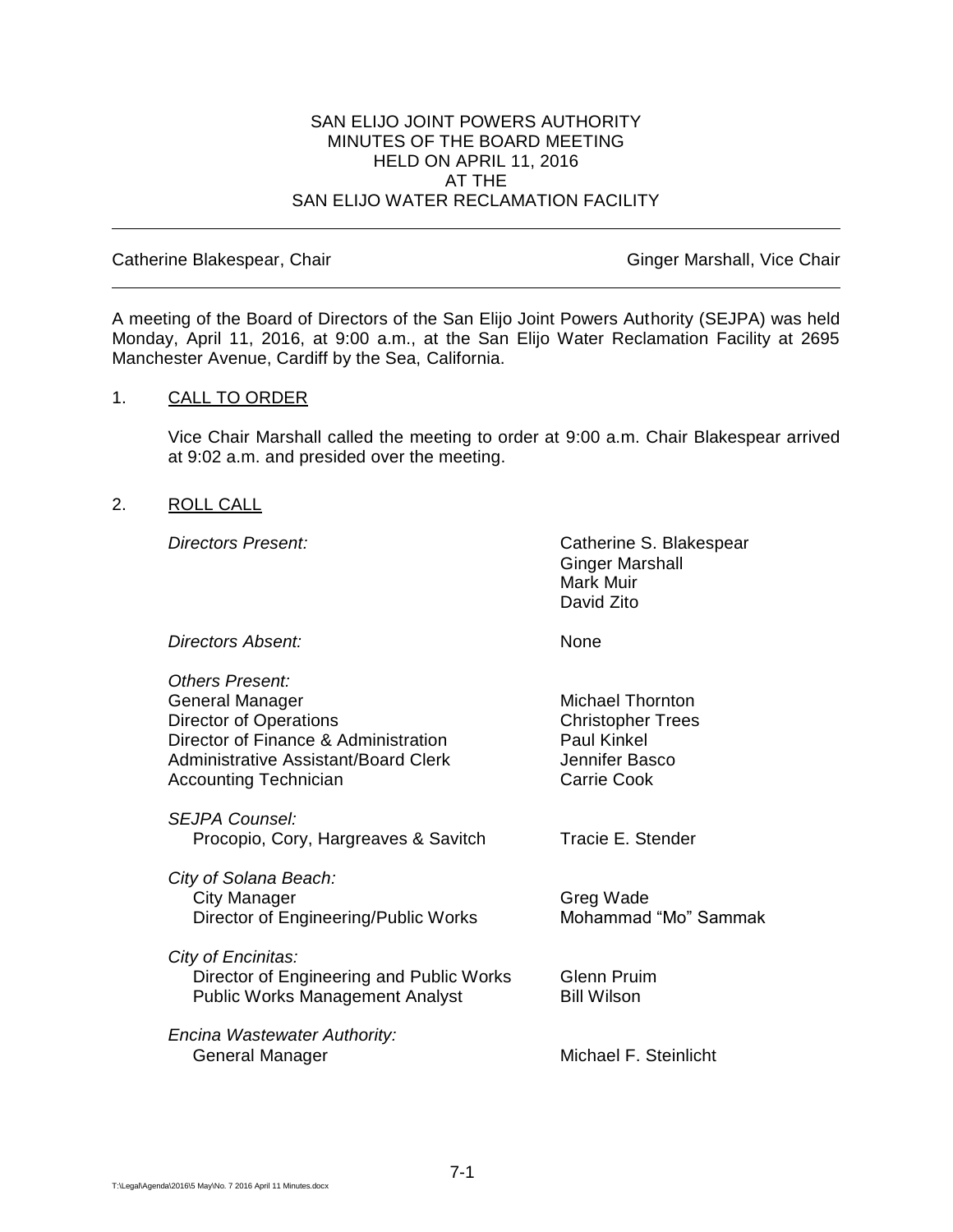SAN ELIJO JOINT POWERS AUTHORITY
MINUTES OF THE BOARD MEETING
HELD ON APRIL 11, 2016
AT THE
SAN ELIJO WATER RECLAMATION FACILITY

---

Catherine Blakespear, Chair — Ginger Marshall, Vice Chair

---

A meeting of the Board of Directors of the San Elijo Joint Powers Authority (SEJPA) was held Monday, April 11, 2016, at 9:00 a.m., at the San Elijo Water Reclamation Facility at 2695 Manchester Avenue, Cardiff by the Sea, California.

1. CALL TO ORDER

   Vice Chair Marshall called the meeting to order at 9:00 a.m. Chair Blakespear arrived at 9:02 a.m. and presided over the meeting.

2. ROLL CALL

| | |
|---|---|
| *Directors Present:* | Catherine S. Blakespear<br>Ginger Marshall<br>Mark Muir<br>David Zito |
| *Directors Absent:* | None |
| *Others Present:* | |
| General Manager | Michael Thornton |
| Director of Operations | Christopher Trees |
| Director of Finance & Administration | Paul Kinkel |
| Administrative Assistant/Board Clerk | Jennifer Basco |
| Accounting Technician | Carrie Cook |
| *SEJPA Counsel:* | |
| Procopio, Cory, Hargreaves & Savitch | Tracie E. Stender |
| *City of Solana Beach:* | |
| City Manager | Greg Wade |
| Director of Engineering/Public Works | Mohammad "Mo" Sammak |
| *City of Encinitas:* | |
| Director of Engineering and Public Works | Glenn Pruim |
| Public Works Management Analyst | Bill Wilson |
| *Encina Wastewater Authority:* | |
| General Manager | Michael F. Steinlicht |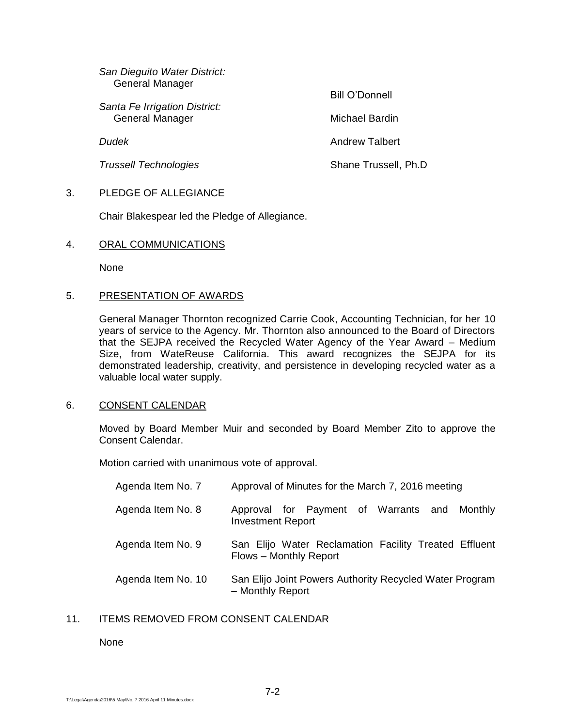*San Dieguito Water District:*
General Manager — Bill O'Donnell

*Santa Fe Irrigation District:*
General Manager — Michael Bardin

*Dudek* — Andrew Talbert

*Trussell Technologies* — Shane Trussell, Ph.D

3. PLEDGE OF ALLEGIANCE

Chair Blakespear led the Pledge of Allegiance.

4. ORAL COMMUNICATIONS

None

5. PRESENTATION OF AWARDS

General Manager Thornton recognized Carrie Cook, Accounting Technician, for her 10 years of service to the Agency. Mr. Thornton also announced to the Board of Directors that the SEJPA received the Recycled Water Agency of the Year Award – Medium Size, from WateReuse California. This award recognizes the SEJPA for its demonstrated leadership, creativity, and persistence in developing recycled water as a valuable local water supply.

6. CONSENT CALENDAR

Moved by Board Member Muir and seconded by Board Member Zito to approve the Consent Calendar.

Motion carried with unanimous vote of approval.

| | |
|---|---|
| Agenda Item No. 7 | Approval of Minutes for the March 7, 2016 meeting |
| Agenda Item No. 8 | Approval for Payment of Warrants and Monthly Investment Report |
| Agenda Item No. 9 | San Elijo Water Reclamation Facility Treated Effluent Flows – Monthly Report |
| Agenda Item No. 10 | San Elijo Joint Powers Authority Recycled Water Program – Monthly Report |

11. ITEMS REMOVED FROM CONSENT CALENDAR

None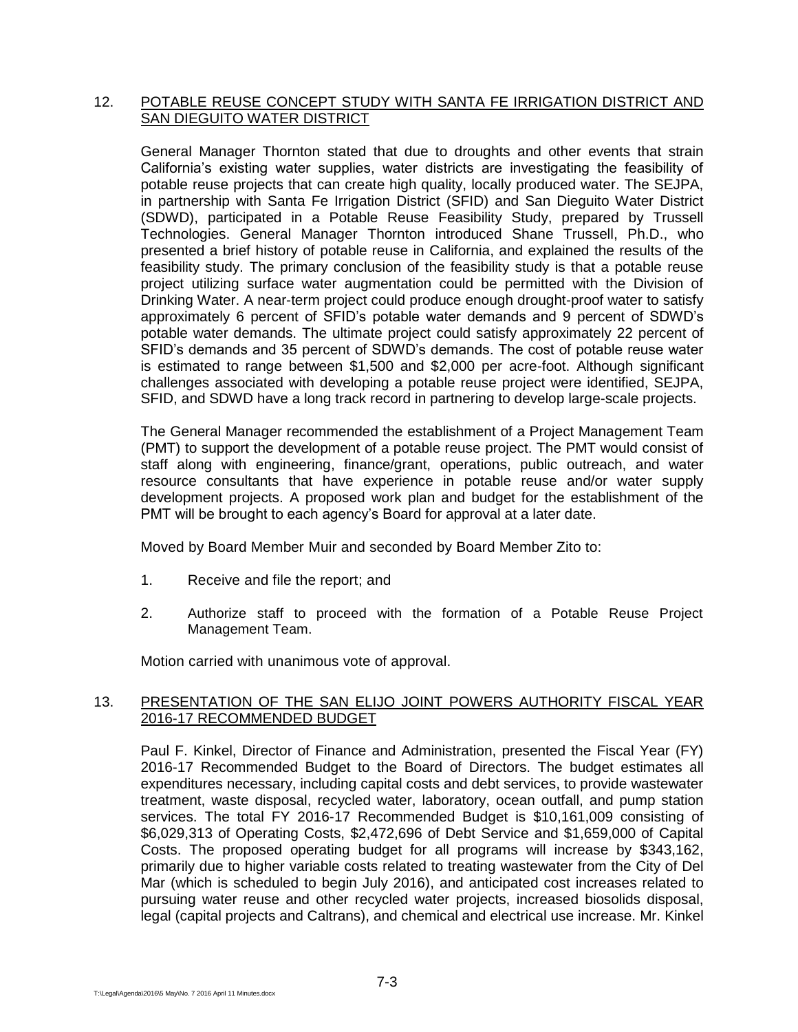12. POTABLE REUSE CONCEPT STUDY WITH SANTA FE IRRIGATION DISTRICT AND SAN DIEGUITO WATER DISTRICT

General Manager Thornton stated that due to droughts and other events that strain California's existing water supplies, water districts are investigating the feasibility of potable reuse projects that can create high quality, locally produced water. The SEJPA, in partnership with Santa Fe Irrigation District (SFID) and San Dieguito Water District (SDWD), participated in a Potable Reuse Feasibility Study, prepared by Trussell Technologies. General Manager Thornton introduced Shane Trussell, Ph.D., who presented a brief history of potable reuse in California, and explained the results of the feasibility study. The primary conclusion of the feasibility study is that a potable reuse project utilizing surface water augmentation could be permitted with the Division of Drinking Water. A near-term project could produce enough drought-proof water to satisfy approximately 6 percent of SFID's potable water demands and 9 percent of SDWD's potable water demands. The ultimate project could satisfy approximately 22 percent of SFID's demands and 35 percent of SDWD's demands. The cost of potable reuse water is estimated to range between $1,500 and $2,000 per acre-foot. Although significant challenges associated with developing a potable reuse project were identified, SEJPA, SFID, and SDWD have a long track record in partnering to develop large-scale projects.

The General Manager recommended the establishment of a Project Management Team (PMT) to support the development of a potable reuse project. The PMT would consist of staff along with engineering, finance/grant, operations, public outreach, and water resource consultants that have experience in potable reuse and/or water supply development projects. A proposed work plan and budget for the establishment of the PMT will be brought to each agency's Board for approval at a later date.

Moved by Board Member Muir and seconded by Board Member Zito to:

1. Receive and file the report; and
2. Authorize staff to proceed with the formation of a Potable Reuse Project Management Team.

Motion carried with unanimous vote of approval.

13. PRESENTATION OF THE SAN ELIJO JOINT POWERS AUTHORITY FISCAL YEAR 2016-17 RECOMMENDED BUDGET

Paul F. Kinkel, Director of Finance and Administration, presented the Fiscal Year (FY) 2016-17 Recommended Budget to the Board of Directors. The budget estimates all expenditures necessary, including capital costs and debt services, to provide wastewater treatment, waste disposal, recycled water, laboratory, ocean outfall, and pump station services. The total FY 2016-17 Recommended Budget is $10,161,009 consisting of $6,029,313 of Operating Costs, $2,472,696 of Debt Service and $1,659,000 of Capital Costs. The proposed operating budget for all programs will increase by $343,162, primarily due to higher variable costs related to treating wastewater from the City of Del Mar (which is scheduled to begin July 2016), and anticipated cost increases related to pursuing water reuse and other recycled water projects, increased biosolids disposal, legal (capital projects and Caltrans), and chemical and electrical use increase. Mr. Kinkel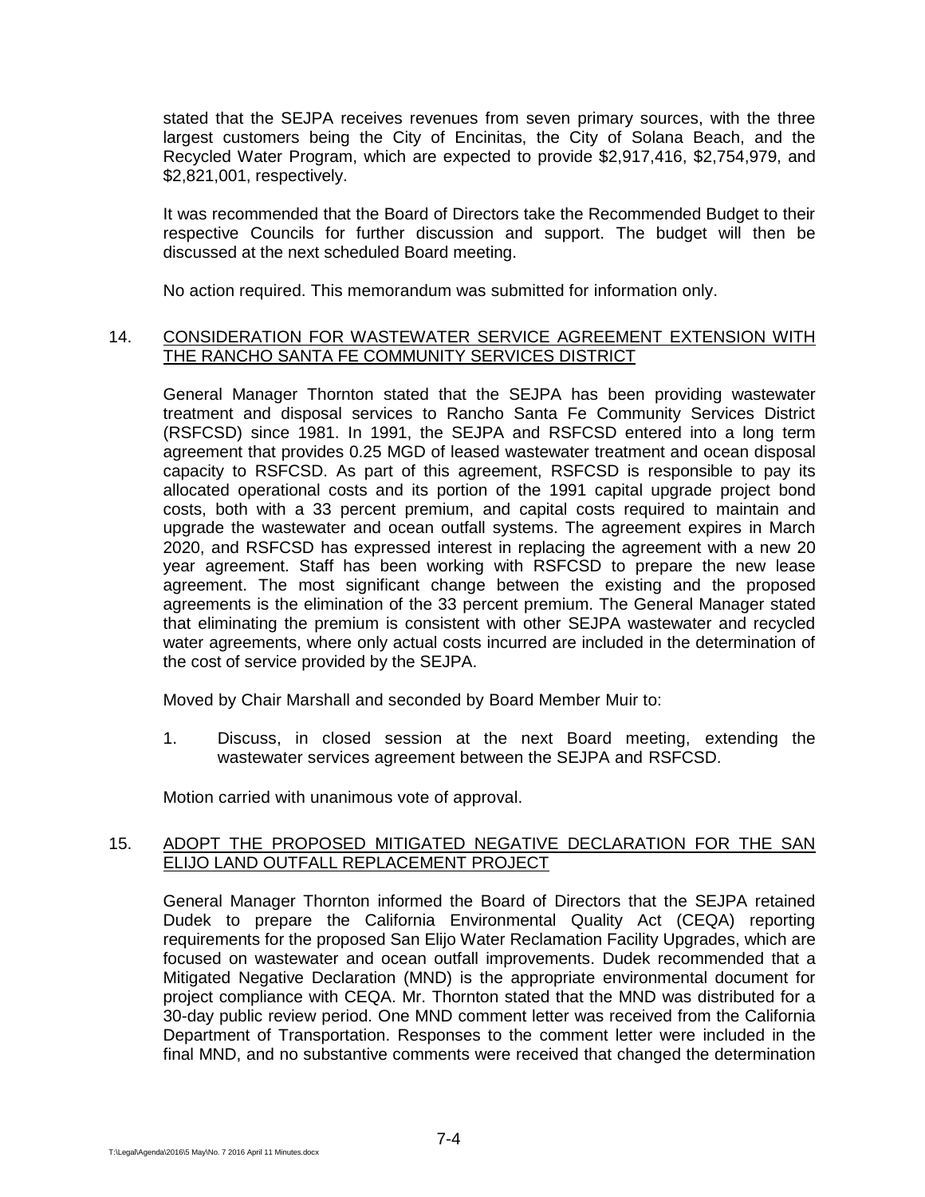stated that the SEJPA receives revenues from seven primary sources, with the three largest customers being the City of Encinitas, the City of Solana Beach, and the Recycled Water Program, which are expected to provide $2,917,416, $2,754,979, and $2,821,001, respectively.

It was recommended that the Board of Directors take the Recommended Budget to their respective Councils for further discussion and support. The budget will then be discussed at the next scheduled Board meeting.

No action required. This memorandum was submitted for information only.

14. CONSIDERATION FOR WASTEWATER SERVICE AGREEMENT EXTENSION WITH THE RANCHO SANTA FE COMMUNITY SERVICES DISTRICT

General Manager Thornton stated that the SEJPA has been providing wastewater treatment and disposal services to Rancho Santa Fe Community Services District (RSFCSD) since 1981. In 1991, the SEJPA and RSFCSD entered into a long term agreement that provides 0.25 MGD of leased wastewater treatment and ocean disposal capacity to RSFCSD. As part of this agreement, RSFCSD is responsible to pay its allocated operational costs and its portion of the 1991 capital upgrade project bond costs, both with a 33 percent premium, and capital costs required to maintain and upgrade the wastewater and ocean outfall systems. The agreement expires in March 2020, and RSFCSD has expressed interest in replacing the agreement with a new 20 year agreement. Staff has been working with RSFCSD to prepare the new lease agreement. The most significant change between the existing and the proposed agreements is the elimination of the 33 percent premium. The General Manager stated that eliminating the premium is consistent with other SEJPA wastewater and recycled water agreements, where only actual costs incurred are included in the determination of the cost of service provided by the SEJPA.

Moved by Chair Marshall and seconded by Board Member Muir to:

1. Discuss, in closed session at the next Board meeting, extending the wastewater services agreement between the SEJPA and RSFCSD.

Motion carried with unanimous vote of approval.

15. ADOPT THE PROPOSED MITIGATED NEGATIVE DECLARATION FOR THE SAN ELIJO LAND OUTFALL REPLACEMENT PROJECT

General Manager Thornton informed the Board of Directors that the SEJPA retained Dudek to prepare the California Environmental Quality Act (CEQA) reporting requirements for the proposed San Elijo Water Reclamation Facility Upgrades, which are focused on wastewater and ocean outfall improvements. Dudek recommended that a Mitigated Negative Declaration (MND) is the appropriate environmental document for project compliance with CEQA. Mr. Thornton stated that the MND was distributed for a 30-day public review period. One MND comment letter was received from the California Department of Transportation. Responses to the comment letter were included in the final MND, and no substantive comments were received that changed the determination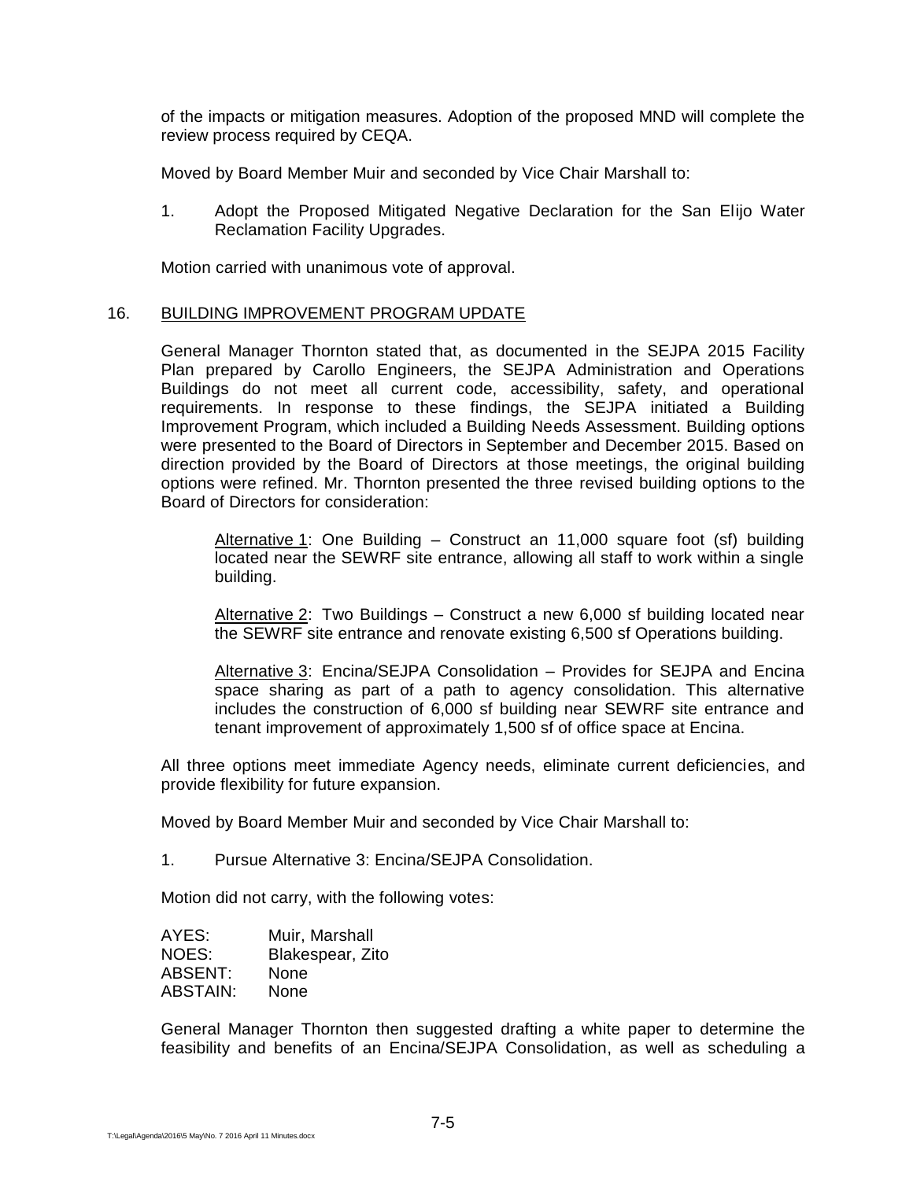of the impacts or mitigation measures. Adoption of the proposed MND will complete the review process required by CEQA.

Moved by Board Member Muir and seconded by Vice Chair Marshall to:

1. Adopt the Proposed Mitigated Negative Declaration for the San Elijo Water Reclamation Facility Upgrades.

Motion carried with unanimous vote of approval.

16. BUILDING IMPROVEMENT PROGRAM UPDATE

General Manager Thornton stated that, as documented in the SEJPA 2015 Facility Plan prepared by Carollo Engineers, the SEJPA Administration and Operations Buildings do not meet all current code, accessibility, safety, and operational requirements. In response to these findings, the SEJPA initiated a Building Improvement Program, which included a Building Needs Assessment. Building options were presented to the Board of Directors in September and December 2015. Based on direction provided by the Board of Directors at those meetings, the original building options were refined. Mr. Thornton presented the three revised building options to the Board of Directors for consideration:

Alternative 1: One Building – Construct an 11,000 square foot (sf) building located near the SEWRF site entrance, allowing all staff to work within a single building.

Alternative 2: Two Buildings – Construct a new 6,000 sf building located near the SEWRF site entrance and renovate existing 6,500 sf Operations building.

Alternative 3: Encina/SEJPA Consolidation – Provides for SEJPA and Encina space sharing as part of a path to agency consolidation. This alternative includes the construction of 6,000 sf building near SEWRF site entrance and tenant improvement of approximately 1,500 sf of office space at Encina.

All three options meet immediate Agency needs, eliminate current deficiencies, and provide flexibility for future expansion.

Moved by Board Member Muir and seconded by Vice Chair Marshall to:

1. Pursue Alternative 3: Encina/SEJPA Consolidation.

Motion did not carry, with the following votes:

AYES: Muir, Marshall
NOES: Blakespear, Zito
ABSENT: None
ABSTAIN: None

General Manager Thornton then suggested drafting a white paper to determine the feasibility and benefits of an Encina/SEJPA Consolidation, as well as scheduling a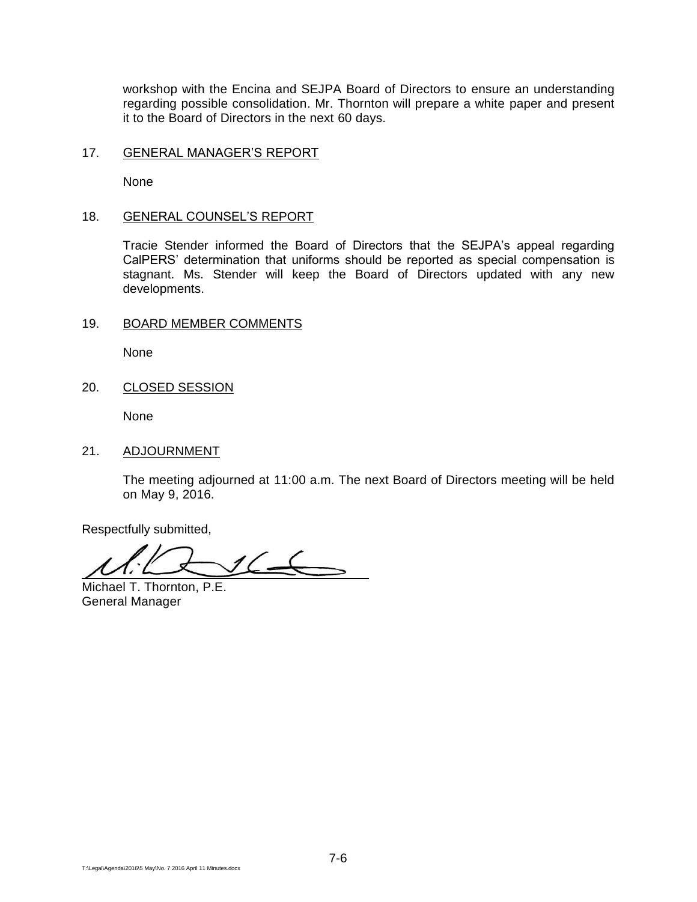workshop with the Encina and SEJPA Board of Directors to ensure an understanding regarding possible consolidation. Mr. Thornton will prepare a white paper and present it to the Board of Directors in the next 60 days.

17. GENERAL MANAGER'S REPORT

    None

18. GENERAL COUNSEL'S REPORT

    Tracie Stender informed the Board of Directors that the SEJPA's appeal regarding CalPERS' determination that uniforms should be reported as special compensation is stagnant. Ms. Stender will keep the Board of Directors updated with any new developments.

19. BOARD MEMBER COMMENTS

    None

20. CLOSED SESSION

    None

21. ADJOURNMENT

    The meeting adjourned at 11:00 a.m. The next Board of Directors meeting will be held on May 9, 2016.

Respectfully submitted,

Michael T. Thornton, P.E.
General Manager

T:\Legal\Agenda\2016\5 May\No. 7 2016 April 11 Minutes.docx